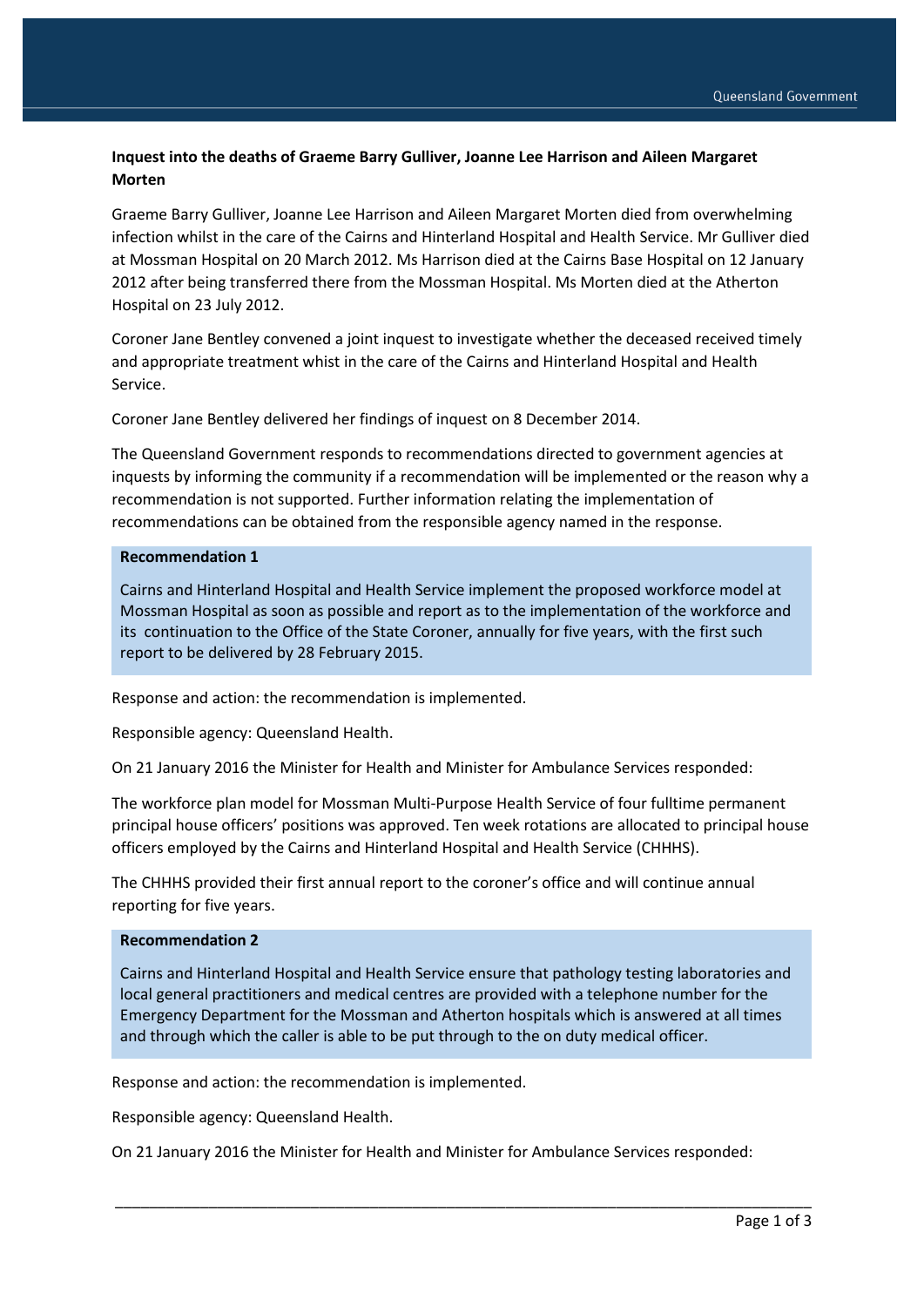**Inquest into the deaths of Graeme Barry Gulliver, Joanne Lee Harrison and Aileen Margaret Morten**

Graeme Barry Gulliver, Joanne Lee Harrison and Aileen Margaret Morten died from overwhelming infection whilst in the care of the Cairns and Hinterland Hospital and Health Service. Mr Gulliver died at Mossman Hospital on 20 March 2012. Ms Harrison died at the Cairns Base Hospital on 12 January 2012 after being transferred there from the Mossman Hospital. Ms Morten died at the Atherton Hospital on 23 July 2012.

Coroner Jane Bentley convened a joint inquest to investigate whether the deceased received timely and appropriate treatment whist in the care of the Cairns and Hinterland Hospital and Health Service.

Coroner Jane Bentley delivered her findings of inquest on 8 December 2014.

The Queensland Government responds to recommendations directed to government agencies at inquests by informing the community if a recommendation will be implemented or the reason why a recommendation is not supported. Further information relating the implementation of recommendations can be obtained from the responsible agency named in the response.

**Recommendation 1**

Cairns and Hinterland Hospital and Health Service implement the proposed workforce model at Mossman Hospital as soon as possible and report as to the implementation of the workforce and its continuation to the Office of the State Coroner, annually for five years, with the first such report to be delivered by 28 February 2015.

Response and action: the recommendation is implemented.

Responsible agency: Queensland Health.

On 21 January 2016 the Minister for Health and Minister for Ambulance Services responded:

The workforce plan model for Mossman Multi-Purpose Health Service of four fulltime permanent principal house officers' positions was approved. Ten week rotations are allocated to principal house officers employed by the Cairns and Hinterland Hospital and Health Service (CHHHS).

The CHHHS provided their first annual report to the coroner's office and will continue annual reporting for five years.

**Recommendation 2**

Cairns and Hinterland Hospital and Health Service ensure that pathology testing laboratories and local general practitioners and medical centres are provided with a telephone number for the Emergency Department for the Mossman and Atherton hospitals which is answered at all times and through which the caller is able to be put through to the on duty medical officer.

Response and action: the recommendation is implemented.

Responsible agency: Queensland Health.

On 21 January 2016 the Minister for Health and Minister for Ambulance Services responded: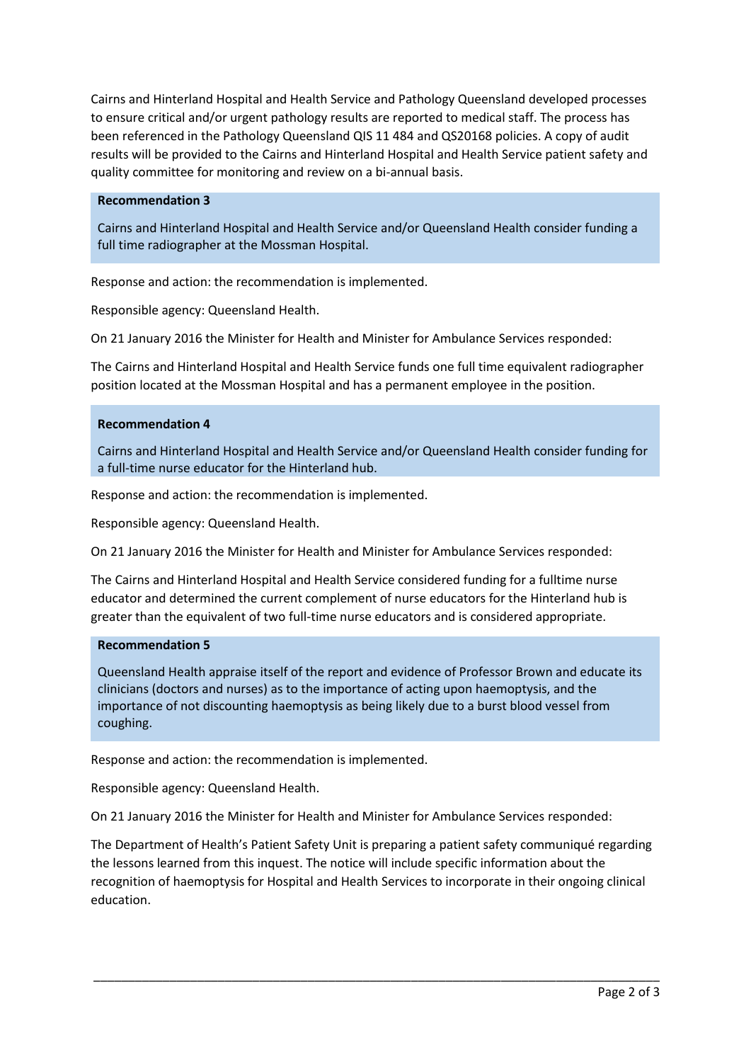Cairns and Hinterland Hospital and Health Service and Pathology Queensland developed processes to ensure critical and/or urgent pathology results are reported to medical staff. The process has been referenced in the Pathology Queensland QIS 11 484 and QS20168 policies. A copy of audit results will be provided to the Cairns and Hinterland Hospital and Health Service patient safety and quality committee for monitoring and review on a bi-annual basis.

**Recommendation 3**

Cairns and Hinterland Hospital and Health Service and/or Queensland Health consider funding a full time radiographer at the Mossman Hospital.

Response and action: the recommendation is implemented.

Responsible agency: Queensland Health.

On 21 January 2016 the Minister for Health and Minister for Ambulance Services responded:

The Cairns and Hinterland Hospital and Health Service funds one full time equivalent radiographer position located at the Mossman Hospital and has a permanent employee in the position.

**Recommendation 4**

Cairns and Hinterland Hospital and Health Service and/or Queensland Health consider funding for a full-time nurse educator for the Hinterland hub.

Response and action: the recommendation is implemented.

Responsible agency: Queensland Health.

On 21 January 2016 the Minister for Health and Minister for Ambulance Services responded:

The Cairns and Hinterland Hospital and Health Service considered funding for a fulltime nurse educator and determined the current complement of nurse educators for the Hinterland hub is greater than the equivalent of two full-time nurse educators and is considered appropriate.

**Recommendation 5**

Queensland Health appraise itself of the report and evidence of Professor Brown and educate its clinicians (doctors and nurses) as to the importance of acting upon haemoptysis, and the importance of not discounting haemoptysis as being likely due to a burst blood vessel from coughing.

Response and action: the recommendation is implemented.

Responsible agency: Queensland Health.

On 21 January 2016 the Minister for Health and Minister for Ambulance Services responded:

The Department of Health's Patient Safety Unit is preparing a patient safety communiqué regarding the lessons learned from this inquest. The notice will include specific information about the recognition of haemoptysis for Hospital and Health Services to incorporate in their ongoing clinical education.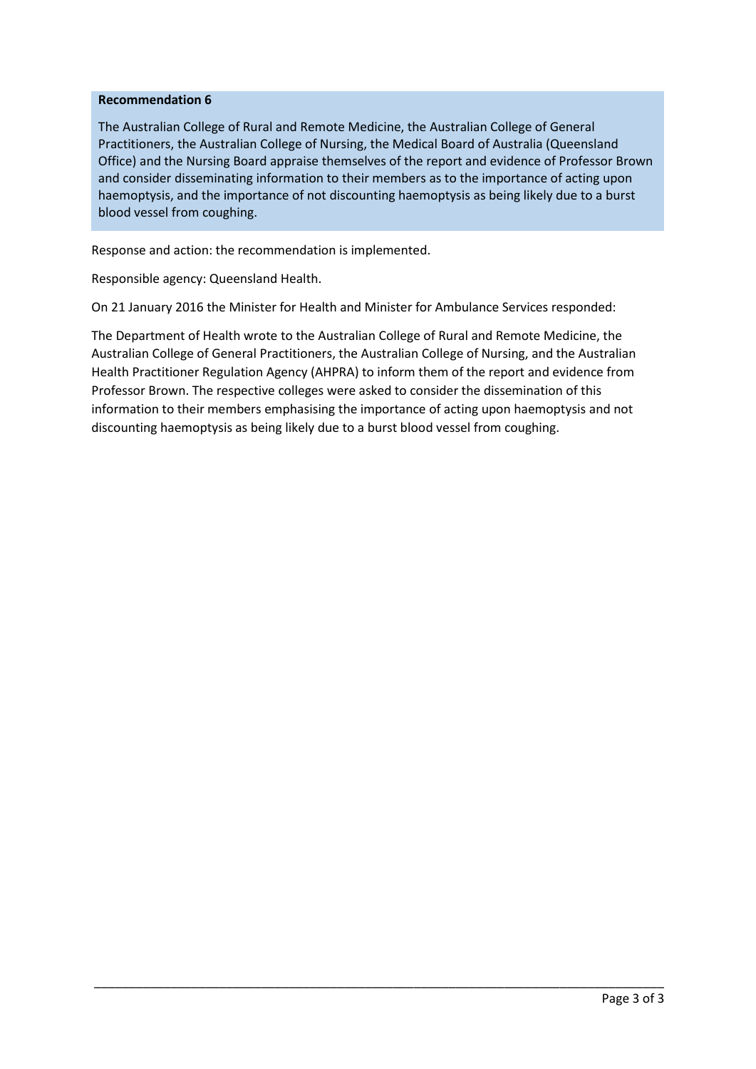**Recommendation 6**

The Australian College of Rural and Remote Medicine, the Australian College of General Practitioners, the Australian College of Nursing, the Medical Board of Australia (Queensland Office) and the Nursing Board appraise themselves of the report and evidence of Professor Brown and consider disseminating information to their members as to the importance of acting upon haemoptysis, and the importance of not discounting haemoptysis as being likely due to a burst blood vessel from coughing.

Response and action: the recommendation is implemented.

Responsible agency: Queensland Health.

On 21 January 2016 the Minister for Health and Minister for Ambulance Services responded:

The Department of Health wrote to the Australian College of Rural and Remote Medicine, the Australian College of General Practitioners, the Australian College of Nursing, and the Australian Health Practitioner Regulation Agency (AHPRA) to inform them of the report and evidence from Professor Brown. The respective colleges were asked to consider the dissemination of this information to their members emphasising the importance of acting upon haemoptysis and not discounting haemoptysis as being likely due to a burst blood vessel from coughing.